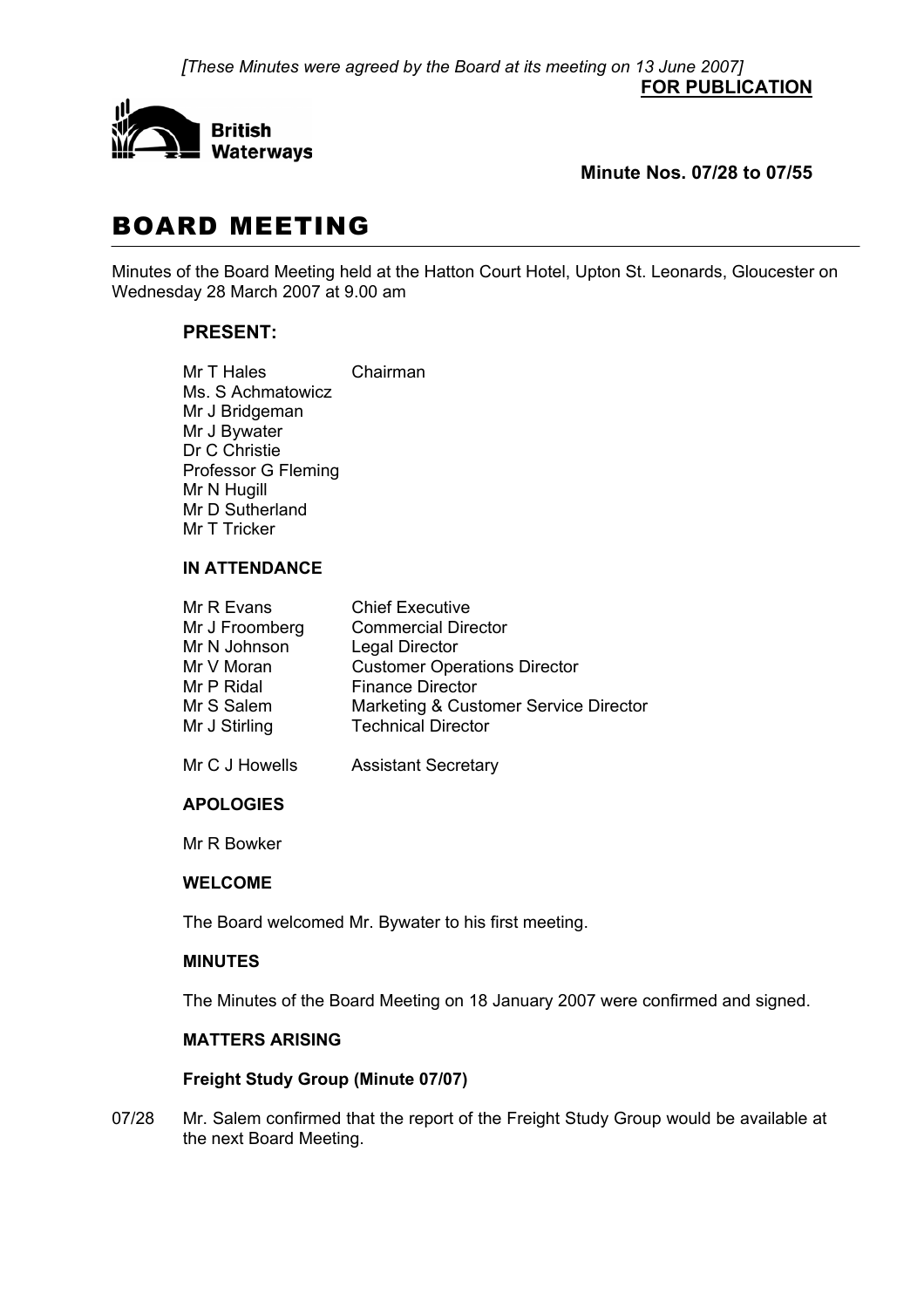*[These Minutes were agreed by the Board at its meeting on 13 June 2007]*

**FOR PUBLICATION**

British Waterways

**Minute Nos. 07/28 to 07/55**

# BOARD MEETING

Minutes of the Board Meeting held at the Hatton Court Hotel, Upton St. Leonards, Gloucester on Wednesday 28 March 2007 at 9.00 am

## PRESENT:

Mr T Hales Chairman
Ms. S Achmatowicz
Mr J Bridgeman
Mr J Bywater
Dr C Christie
Professor G Fleming
Mr N Hugill
Mr D Sutherland
Mr T Tricker

### IN ATTENDANCE

| | |
|---|---|
| Mr R Evans | Chief Executive |
| Mr J Froomberg | Commercial Director |
| Mr N Johnson | Legal Director |
| Mr V Moran | Customer Operations Director |
| Mr P Ridal | Finance Director |
| Mr S Salem | Marketing & Customer Service Director |
| Mr J Stirling | Technical Director |
| Mr C J Howells | Assistant Secretary |

### APOLOGIES

Mr R Bowker

### WELCOME

The Board welcomed Mr. Bywater to his first meeting.

### MINUTES

The Minutes of the Board Meeting on 18 January 2007 were confirmed and signed.

### MATTERS ARISING

**Freight Study Group (Minute 07/07)**

07/28 Mr. Salem confirmed that the report of the Freight Study Group would be available at the next Board Meeting.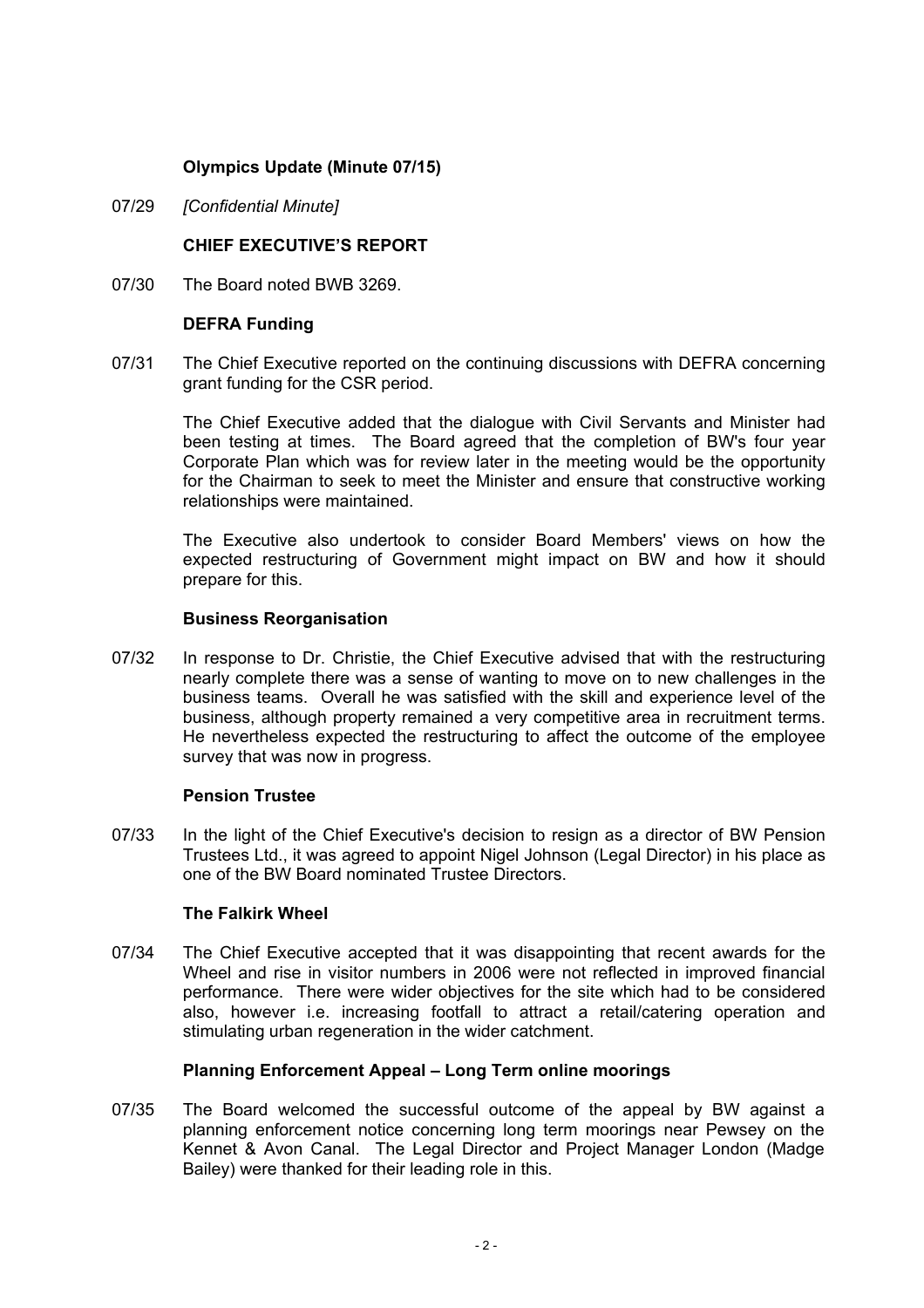**Olympics Update (Minute 07/15)**

07/29 *[Confidential Minute]*

**CHIEF EXECUTIVE'S REPORT**

07/30 The Board noted BWB 3269.

**DEFRA Funding**

07/31 The Chief Executive reported on the continuing discussions with DEFRA concerning grant funding for the CSR period.

The Chief Executive added that the dialogue with Civil Servants and Minister had been testing at times. The Board agreed that the completion of BW's four year Corporate Plan which was for review later in the meeting would be the opportunity for the Chairman to seek to meet the Minister and ensure that constructive working relationships were maintained.

The Executive also undertook to consider Board Members' views on how the expected restructuring of Government might impact on BW and how it should prepare for this.

**Business Reorganisation**

07/32 In response to Dr. Christie, the Chief Executive advised that with the restructuring nearly complete there was a sense of wanting to move on to new challenges in the business teams. Overall he was satisfied with the skill and experience level of the business, although property remained a very competitive area in recruitment terms. He nevertheless expected the restructuring to affect the outcome of the employee survey that was now in progress.

**Pension Trustee**

07/33 In the light of the Chief Executive's decision to resign as a director of BW Pension Trustees Ltd., it was agreed to appoint Nigel Johnson (Legal Director) in his place as one of the BW Board nominated Trustee Directors.

**The Falkirk Wheel**

07/34 The Chief Executive accepted that it was disappointing that recent awards for the Wheel and rise in visitor numbers in 2006 were not reflected in improved financial performance. There were wider objectives for the site which had to be considered also, however i.e. increasing footfall to attract a retail/catering operation and stimulating urban regeneration in the wider catchment.

**Planning Enforcement Appeal – Long Term online moorings**

07/35 The Board welcomed the successful outcome of the appeal by BW against a planning enforcement notice concerning long term moorings near Pewsey on the Kennet & Avon Canal. The Legal Director and Project Manager London (Madge Bailey) were thanked for their leading role in this.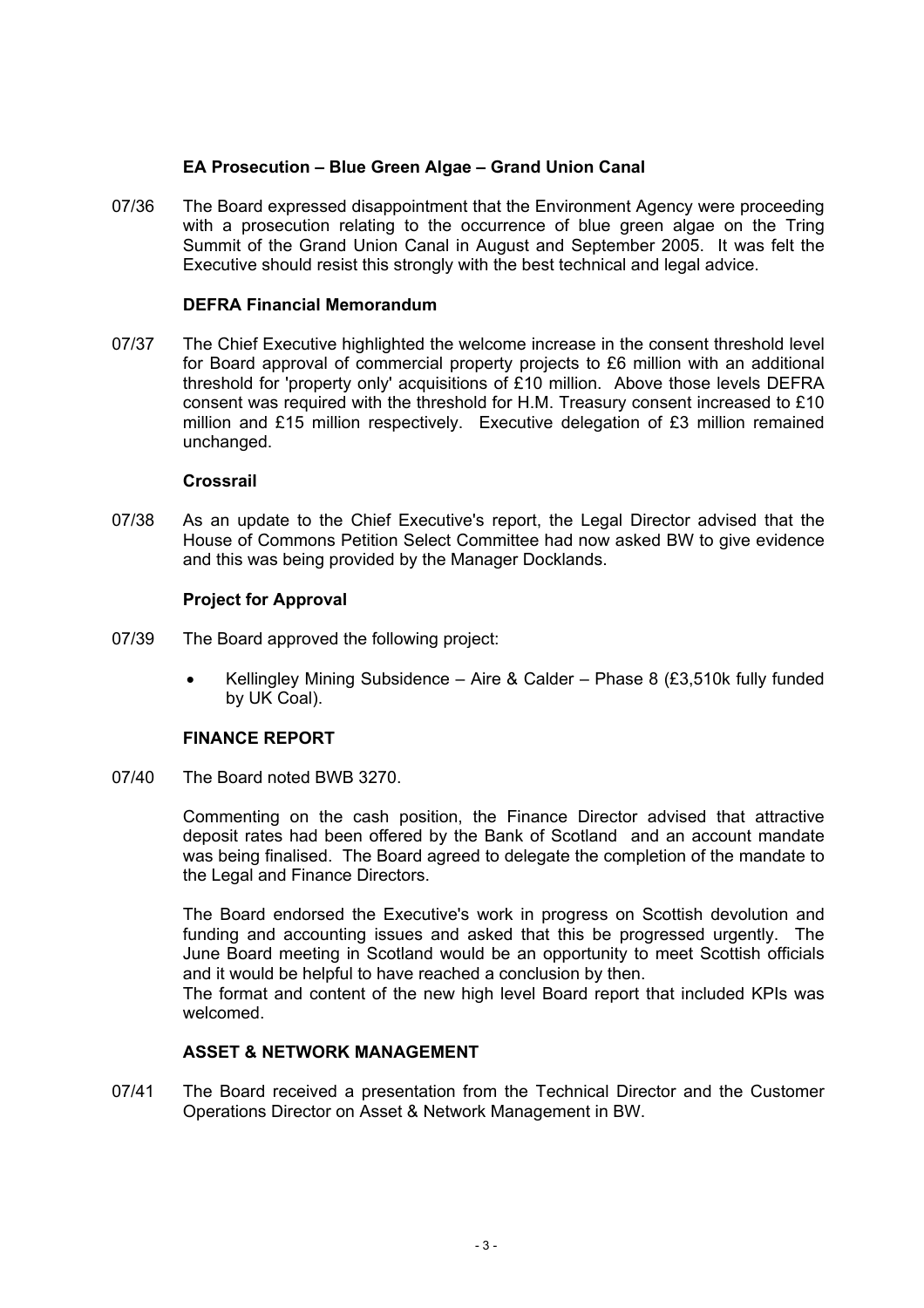### EA Prosecution – Blue Green Algae – Grand Union Canal

07/36 The Board expressed disappointment that the Environment Agency were proceeding with a prosecution relating to the occurrence of blue green algae on the Tring Summit of the Grand Union Canal in August and September 2005. It was felt the Executive should resist this strongly with the best technical and legal advice.

### DEFRA Financial Memorandum

07/37 The Chief Executive highlighted the welcome increase in the consent threshold level for Board approval of commercial property projects to £6 million with an additional threshold for 'property only' acquisitions of £10 million. Above those levels DEFRA consent was required with the threshold for H.M. Treasury consent increased to £10 million and £15 million respectively. Executive delegation of £3 million remained unchanged.

### Crossrail

07/38 As an update to the Chief Executive's report, the Legal Director advised that the House of Commons Petition Select Committee had now asked BW to give evidence and this was being provided by the Manager Docklands.

### Project for Approval

07/39 The Board approved the following project:

- Kellingley Mining Subsidence – Aire & Calder – Phase 8 (£3,510k fully funded by UK Coal).

### FINANCE REPORT

07/40 The Board noted BWB 3270.

Commenting on the cash position, the Finance Director advised that attractive deposit rates had been offered by the Bank of Scotland and an account mandate was being finalised. The Board agreed to delegate the completion of the mandate to the Legal and Finance Directors.

The Board endorsed the Executive's work in progress on Scottish devolution and funding and accounting issues and asked that this be progressed urgently. The June Board meeting in Scotland would be an opportunity to meet Scottish officials and it would be helpful to have reached a conclusion by then.
The format and content of the new high level Board report that included KPIs was welcomed.

### ASSET & NETWORK MANAGEMENT

07/41 The Board received a presentation from the Technical Director and the Customer Operations Director on Asset & Network Management in BW.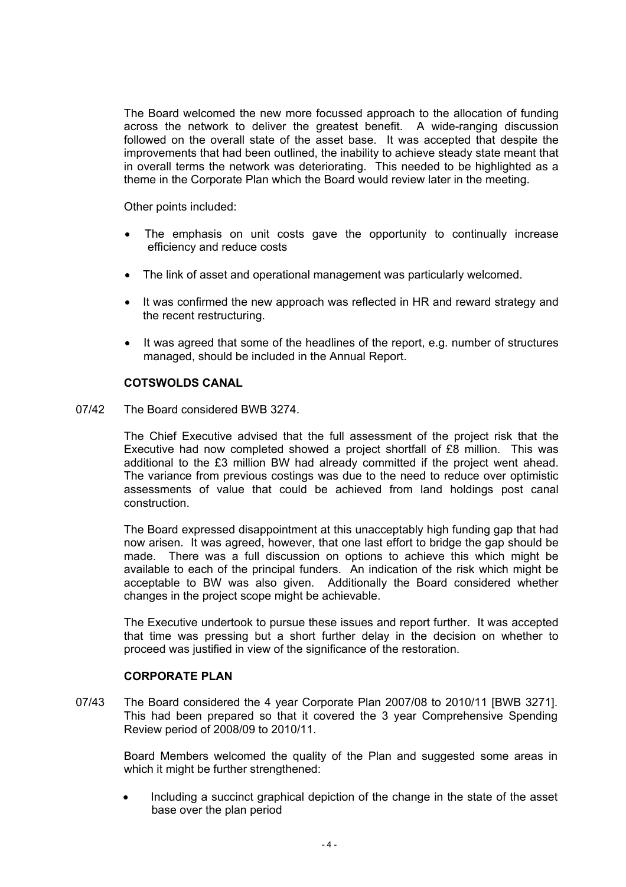The Board welcomed the new more focussed approach to the allocation of funding across the network to deliver the greatest benefit. A wide-ranging discussion followed on the overall state of the asset base. It was accepted that despite the improvements that had been outlined, the inability to achieve steady state meant that in overall terms the network was deteriorating. This needed to be highlighted as a theme in the Corporate Plan which the Board would review later in the meeting.

Other points included:

- The emphasis on unit costs gave the opportunity to continually increase efficiency and reduce costs
- The link of asset and operational management was particularly welcomed.
- It was confirmed the new approach was reflected in HR and reward strategy and the recent restructuring.
- It was agreed that some of the headlines of the report, e.g. number of structures managed, should be included in the Annual Report.

**COTSWOLDS CANAL**

07/42 The Board considered BWB 3274.

The Chief Executive advised that the full assessment of the project risk that the Executive had now completed showed a project shortfall of £8 million. This was additional to the £3 million BW had already committed if the project went ahead. The variance from previous costings was due to the need to reduce over optimistic assessments of value that could be achieved from land holdings post canal construction.

The Board expressed disappointment at this unacceptably high funding gap that had now arisen. It was agreed, however, that one last effort to bridge the gap should be made. There was a full discussion on options to achieve this which might be available to each of the principal funders. An indication of the risk which might be acceptable to BW was also given. Additionally the Board considered whether changes in the project scope might be achievable.

The Executive undertook to pursue these issues and report further. It was accepted that time was pressing but a short further delay in the decision on whether to proceed was justified in view of the significance of the restoration.

**CORPORATE PLAN**

07/43 The Board considered the 4 year Corporate Plan 2007/08 to 2010/11 [BWB 3271]. This had been prepared so that it covered the 3 year Comprehensive Spending Review period of 2008/09 to 2010/11.

Board Members welcomed the quality of the Plan and suggested some areas in which it might be further strengthened:

- Including a succinct graphical depiction of the change in the state of the asset base over the plan period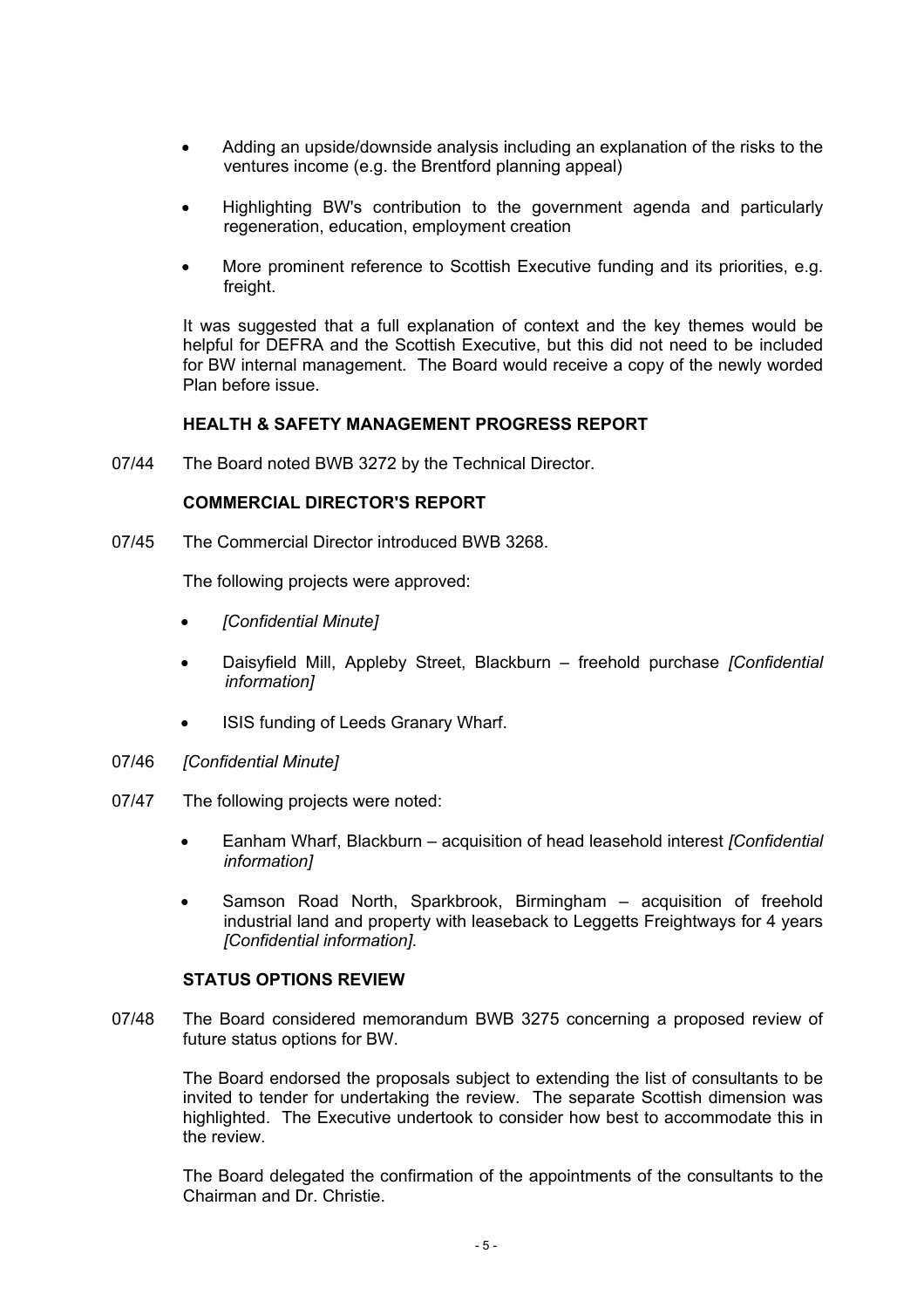- Adding an upside/downside analysis including an explanation of the risks to the ventures income (e.g. the Brentford planning appeal)
- Highlighting BW's contribution to the government agenda and particularly regeneration, education, employment creation
- More prominent reference to Scottish Executive funding and its priorities, e.g. freight.

It was suggested that a full explanation of context and the key themes would be helpful for DEFRA and the Scottish Executive, but this did not need to be included for BW internal management. The Board would receive a copy of the newly worded Plan before issue.

**HEALTH & SAFETY MANAGEMENT PROGRESS REPORT**

07/44 The Board noted BWB 3272 by the Technical Director.

**COMMERCIAL DIRECTOR'S REPORT**

07/45 The Commercial Director introduced BWB 3268.

The following projects were approved:

- *[Confidential Minute]*
- Daisyfield Mill, Appleby Street, Blackburn – freehold purchase *[Confidential information]*
- ISIS funding of Leeds Granary Wharf.

07/46 *[Confidential Minute]*

07/47 The following projects were noted:

- Eanham Wharf, Blackburn – acquisition of head leasehold interest *[Confidential information]*
- Samson Road North, Sparkbrook, Birmingham – acquisition of freehold industrial land and property with leaseback to Leggetts Freightways for 4 years *[Confidential information]*.

**STATUS OPTIONS REVIEW**

07/48 The Board considered memorandum BWB 3275 concerning a proposed review of future status options for BW.

The Board endorsed the proposals subject to extending the list of consultants to be invited to tender for undertaking the review. The separate Scottish dimension was highlighted. The Executive undertook to consider how best to accommodate this in the review.

The Board delegated the confirmation of the appointments of the consultants to the Chairman and Dr. Christie.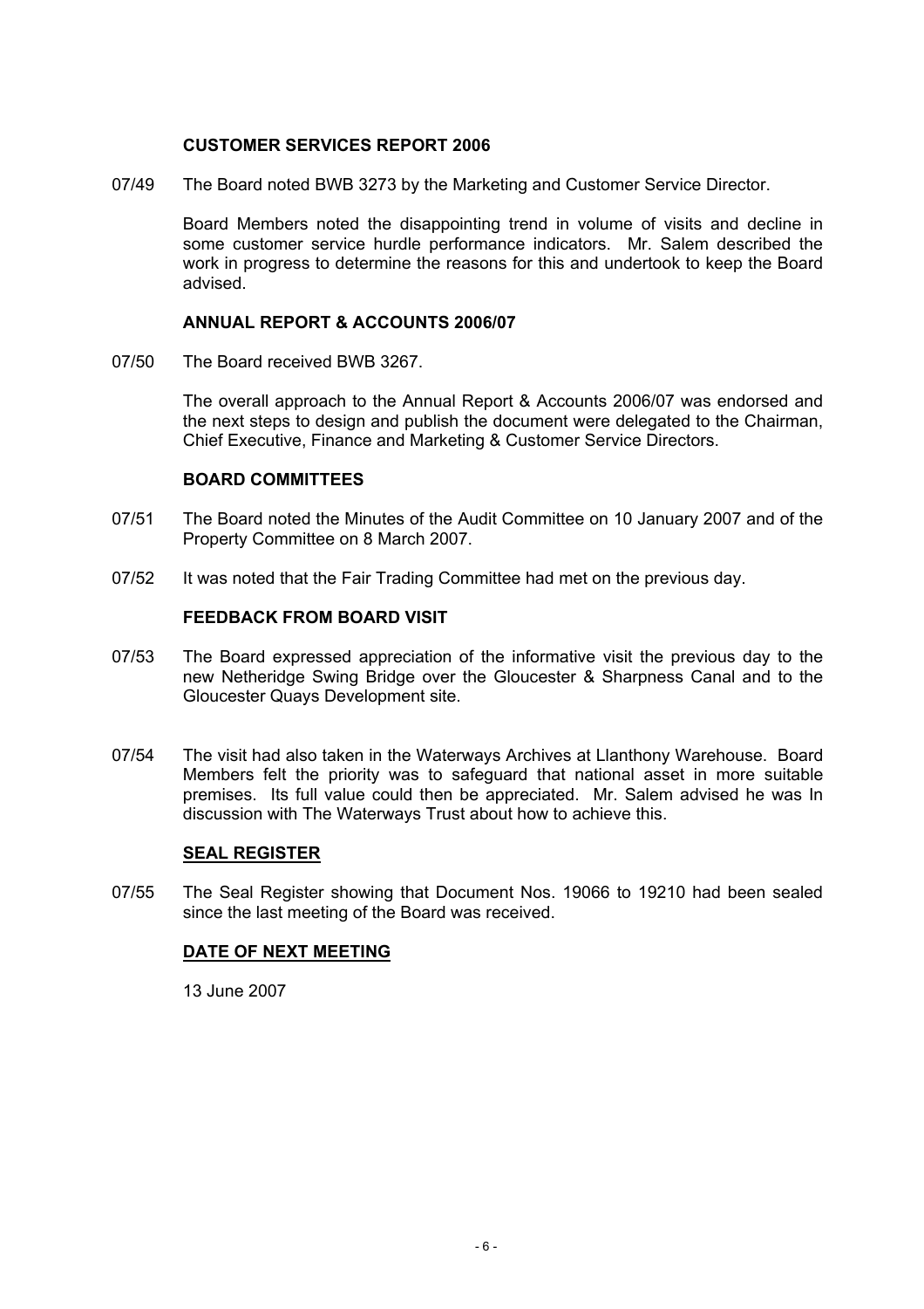**CUSTOMER SERVICES REPORT 2006**

07/49 The Board noted BWB 3273 by the Marketing and Customer Service Director.

Board Members noted the disappointing trend in volume of visits and decline in some customer service hurdle performance indicators. Mr. Salem described the work in progress to determine the reasons for this and undertook to keep the Board advised.

**ANNUAL REPORT & ACCOUNTS 2006/07**

07/50 The Board received BWB 3267.

The overall approach to the Annual Report & Accounts 2006/07 was endorsed and the next steps to design and publish the document were delegated to the Chairman, Chief Executive, Finance and Marketing & Customer Service Directors.

**BOARD COMMITTEES**

07/51 The Board noted the Minutes of the Audit Committee on 10 January 2007 and of the Property Committee on 8 March 2007.

07/52 It was noted that the Fair Trading Committee had met on the previous day.

**FEEDBACK FROM BOARD VISIT**

07/53 The Board expressed appreciation of the informative visit the previous day to the new Netheridge Swing Bridge over the Gloucester & Sharpness Canal and to the Gloucester Quays Development site.

07/54 The visit had also taken in the Waterways Archives at Llanthony Warehouse. Board Members felt the priority was to safeguard that national asset in more suitable premises. Its full value could then be appreciated. Mr. Salem advised he was In discussion with The Waterways Trust about how to achieve this.

**SEAL REGISTER**

07/55 The Seal Register showing that Document Nos. 19066 to 19210 had been sealed since the last meeting of the Board was received.

**DATE OF NEXT MEETING**

13 June 2007